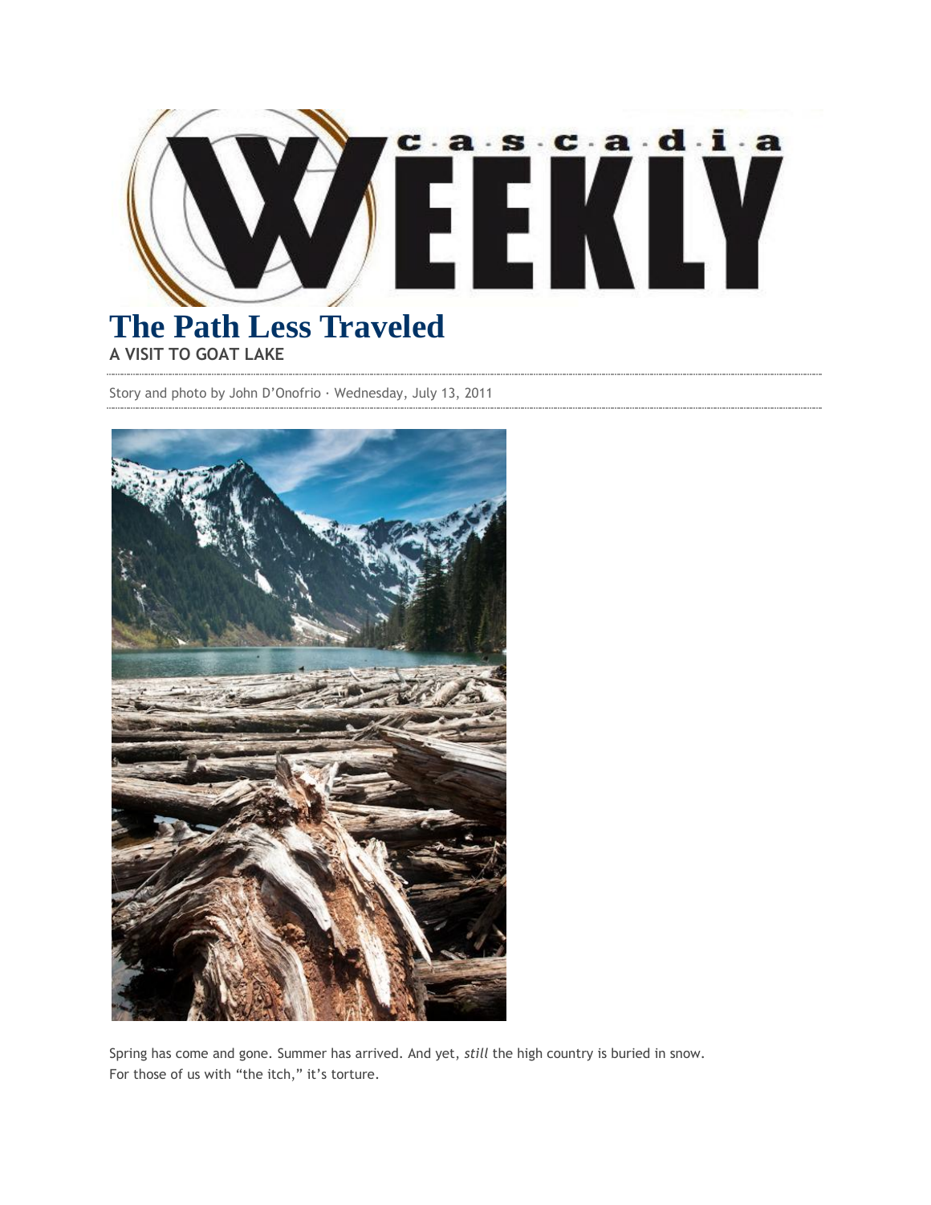# The Path Less Traveled

**A VISIT TO GOAT LAKE**

Story and photo by John D'Onofrio · Wednesday, July 13, 2011

Spring has come and gone. Summer has arrived. And yet, *still* the high country is buried in snow. For those of us with "the itch," it's torture.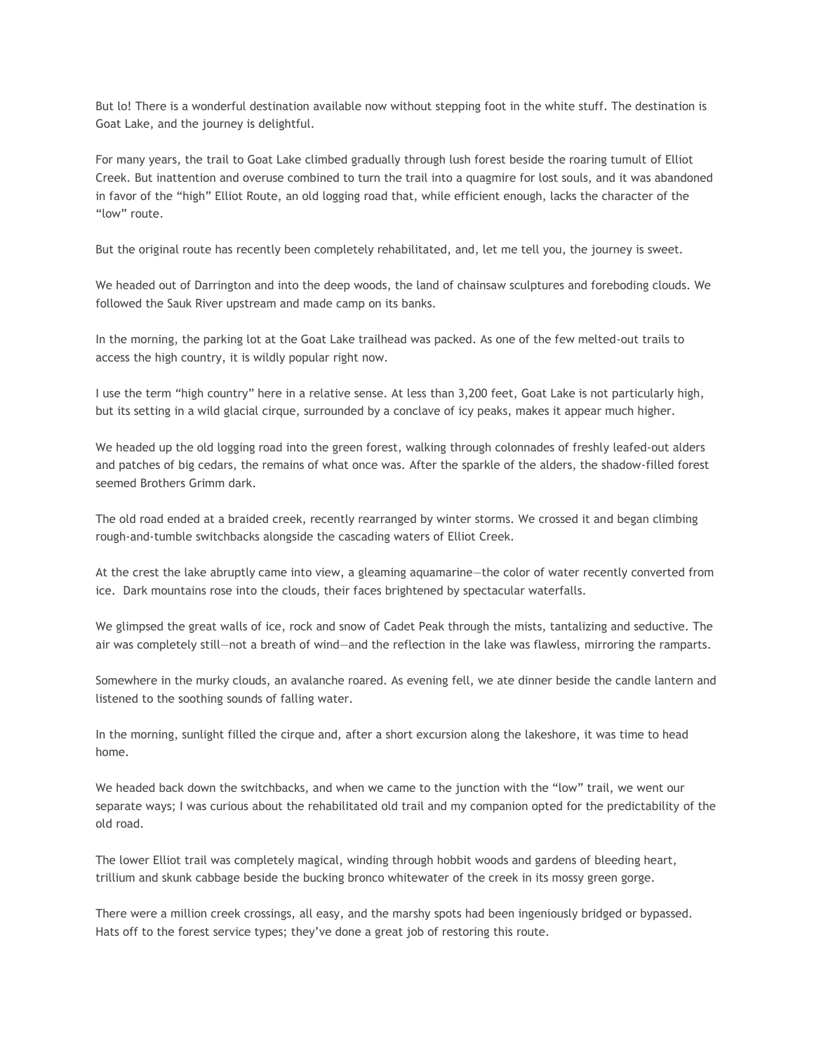But lo! There is a wonderful destination available now without stepping foot in the white stuff. The destination is Goat Lake, and the journey is delightful.

For many years, the trail to Goat Lake climbed gradually through lush forest beside the roaring tumult of Elliot Creek. But inattention and overuse combined to turn the trail into a quagmire for lost souls, and it was abandoned in favor of the "high" Elliot Route, an old logging road that, while efficient enough, lacks the character of the "low" route.

But the original route has recently been completely rehabilitated, and, let me tell you, the journey is sweet.

We headed out of Darrington and into the deep woods, the land of chainsaw sculptures and foreboding clouds. We followed the Sauk River upstream and made camp on its banks.

In the morning, the parking lot at the Goat Lake trailhead was packed. As one of the few melted-out trails to access the high country, it is wildly popular right now.

I use the term "high country" here in a relative sense. At less than 3,200 feet, Goat Lake is not particularly high, but its setting in a wild glacial cirque, surrounded by a conclave of icy peaks, makes it appear much higher.

We headed up the old logging road into the green forest, walking through colonnades of freshly leafed-out alders and patches of big cedars, the remains of what once was. After the sparkle of the alders, the shadow-filled forest seemed Brothers Grimm dark.

The old road ended at a braided creek, recently rearranged by winter storms. We crossed it and began climbing rough-and-tumble switchbacks alongside the cascading waters of Elliot Creek.

At the crest the lake abruptly came into view, a gleaming aquamarine—the color of water recently converted from ice. Dark mountains rose into the clouds, their faces brightened by spectacular waterfalls.

We glimpsed the great walls of ice, rock and snow of Cadet Peak through the mists, tantalizing and seductive. The air was completely still—not a breath of wind—and the reflection in the lake was flawless, mirroring the ramparts.

Somewhere in the murky clouds, an avalanche roared. As evening fell, we ate dinner beside the candle lantern and listened to the soothing sounds of falling water.

In the morning, sunlight filled the cirque and, after a short excursion along the lakeshore, it was time to head home.

We headed back down the switchbacks, and when we came to the junction with the "low" trail, we went our separate ways; I was curious about the rehabilitated old trail and my companion opted for the predictability of the old road.

The lower Elliot trail was completely magical, winding through hobbit woods and gardens of bleeding heart, trillium and skunk cabbage beside the bucking bronco whitewater of the creek in its mossy green gorge.

There were a million creek crossings, all easy, and the marshy spots had been ingeniously bridged or bypassed. Hats off to the forest service types; they've done a great job of restoring this route.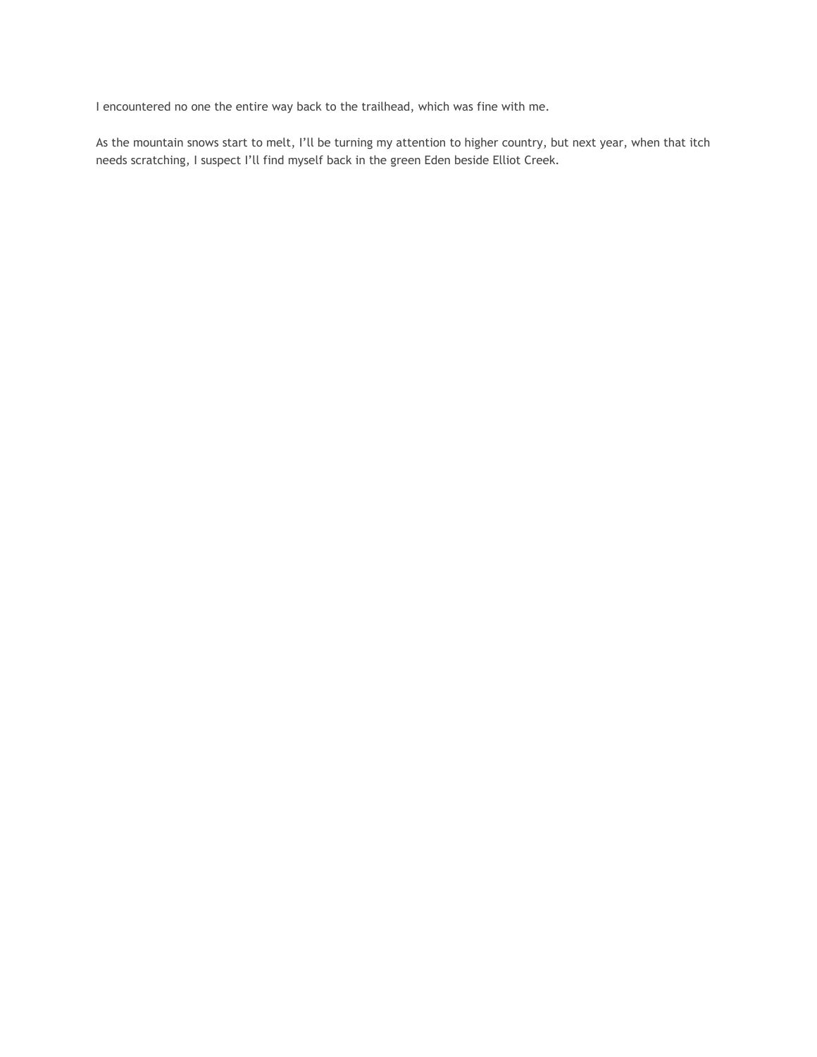I encountered no one the entire way back to the trailhead, which was fine with me.

As the mountain snows start to melt, I'll be turning my attention to higher country, but next year, when that itch needs scratching, I suspect I'll find myself back in the green Eden beside Elliot Creek.